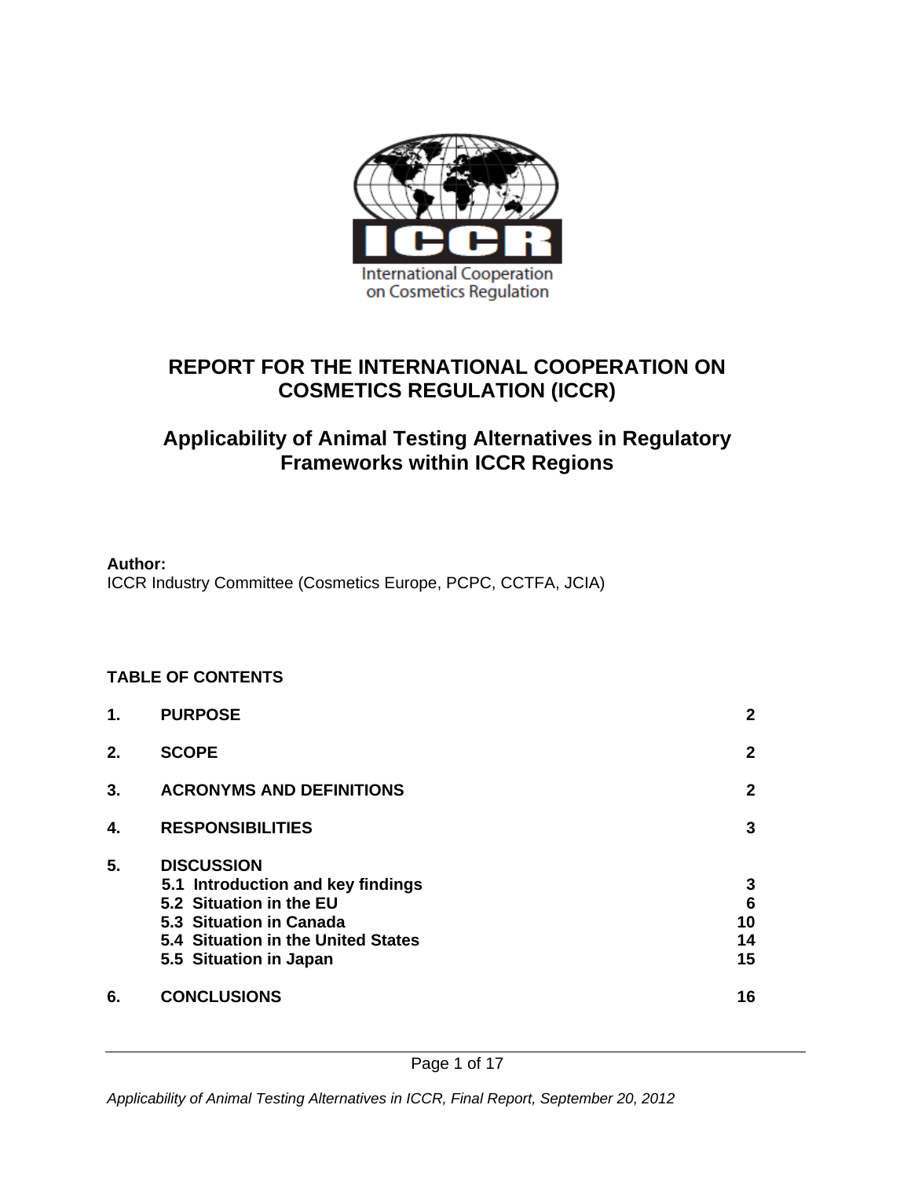# REPORT FOR THE INTERNATIONAL COOPERATION ON COSMETICS REGULATION (ICCR)

## Applicability of Animal Testing Alternatives in Regulatory Frameworks within ICCR Regions

**Author:**
ICCR Industry Committee (Cosmetics Europe, PCPC, CCTFA, JCIA)

**TABLE OF CONTENTS**

| | | |
|---|---|---|
| **1.** | **PURPOSE** | **2** |
| **2.** | **SCOPE** | **2** |
| **3.** | **ACRONYMS AND DEFINITIONS** | **2** |
| **4.** | **RESPONSIBILITIES** | **3** |
| **5.** | **DISCUSSION** | |
| | **5.1 Introduction and key findings** | **3** |
| | **5.2 Situation in the EU** | **6** |
| | **5.3 Situation in Canada** | **10** |
| | **5.4 Situation in the United States** | **14** |
| | **5.5 Situation in Japan** | **15** |
| **6.** | **CONCLUSIONS** | **16** |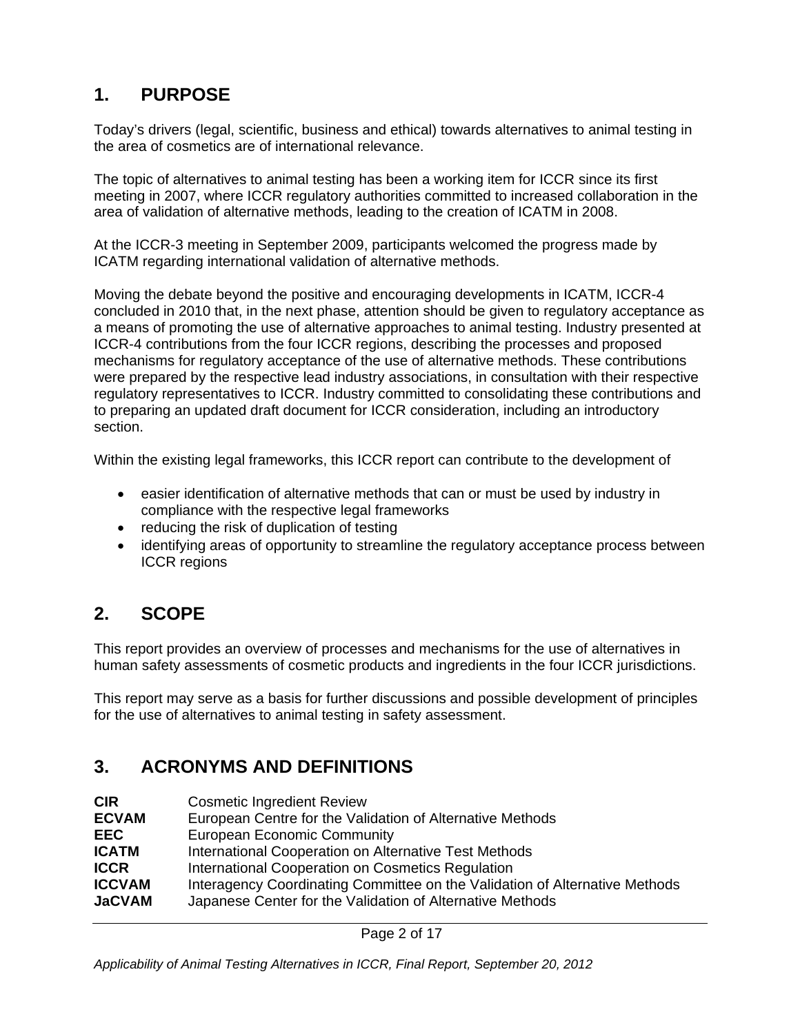## 1. PURPOSE

Today's drivers (legal, scientific, business and ethical) towards alternatives to animal testing in the area of cosmetics are of international relevance.

The topic of alternatives to animal testing has been a working item for ICCR since its first meeting in 2007, where ICCR regulatory authorities committed to increased collaboration in the area of validation of alternative methods, leading to the creation of ICATM in 2008.

At the ICCR-3 meeting in September 2009, participants welcomed the progress made by ICATM regarding international validation of alternative methods.

Moving the debate beyond the positive and encouraging developments in ICATM, ICCR-4 concluded in 2010 that, in the next phase, attention should be given to regulatory acceptance as a means of promoting the use of alternative approaches to animal testing. Industry presented at ICCR-4 contributions from the four ICCR regions, describing the processes and proposed mechanisms for regulatory acceptance of the use of alternative methods. These contributions were prepared by the respective lead industry associations, in consultation with their respective regulatory representatives to ICCR. Industry committed to consolidating these contributions and to preparing an updated draft document for ICCR consideration, including an introductory section.

Within the existing legal frameworks, this ICCR report can contribute to the development of

- easier identification of alternative methods that can or must be used by industry in compliance with the respective legal frameworks
- reducing the risk of duplication of testing
- identifying areas of opportunity to streamline the regulatory acceptance process between ICCR regions

## 2. SCOPE

This report provides an overview of processes and mechanisms for the use of alternatives in human safety assessments of cosmetic products and ingredients in the four ICCR jurisdictions.

This report may serve as a basis for further discussions and possible development of principles for the use of alternatives to animal testing in safety assessment.

## 3. ACRONYMS AND DEFINITIONS

| | |
|---|---|
| **CIR** | Cosmetic Ingredient Review |
| **ECVAM** | European Centre for the Validation of Alternative Methods |
| **EEC** | European Economic Community |
| **ICATM** | International Cooperation on Alternative Test Methods |
| **ICCR** | International Cooperation on Cosmetics Regulation |
| **ICCVAM** | Interagency Coordinating Committee on the Validation of Alternative Methods |
| **JaCVAM** | Japanese Center for the Validation of Alternative Methods |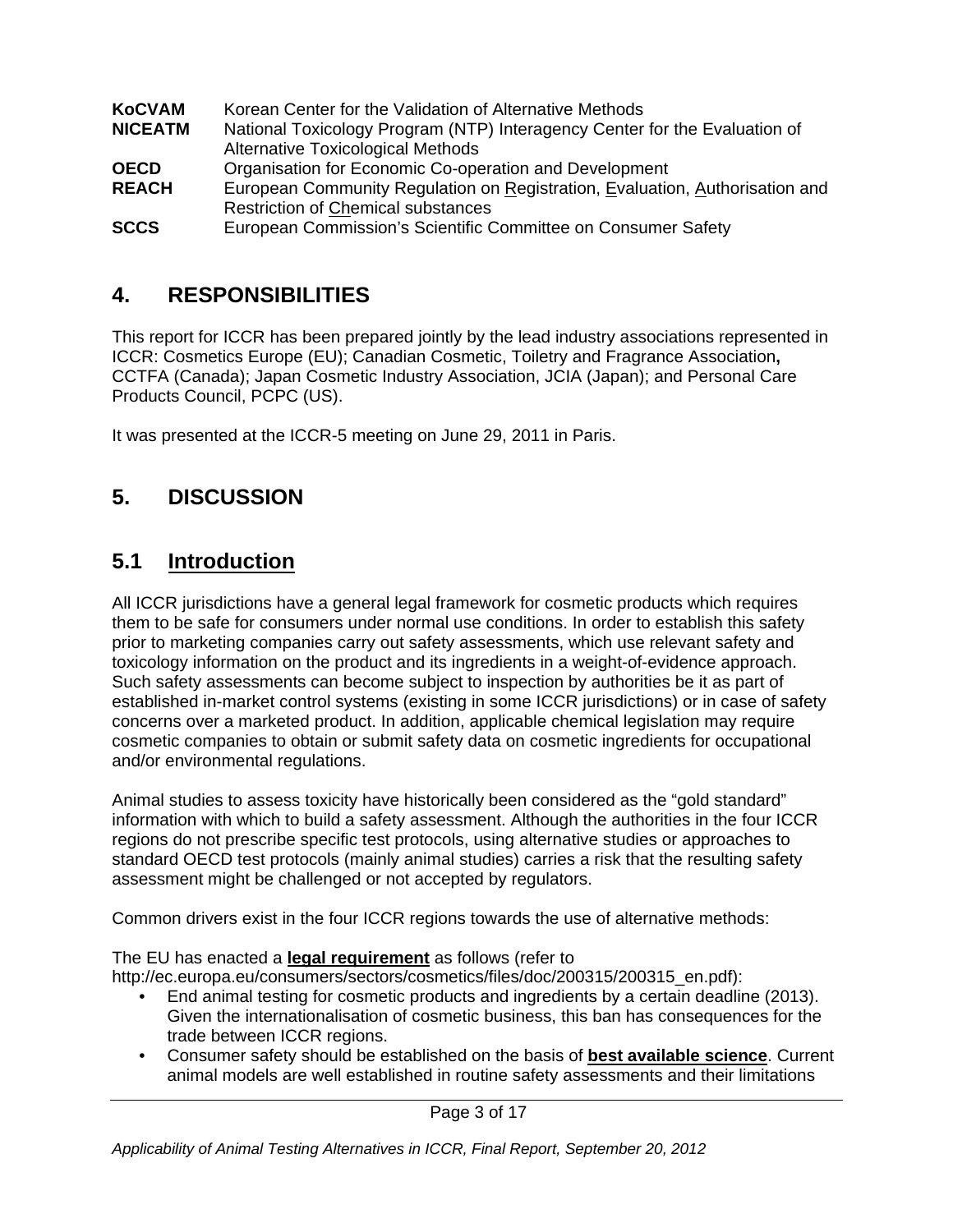| | |
|---|---|
| **KoCVAM** | Korean Center for the Validation of Alternative Methods |
| **NICEATM** | National Toxicology Program (NTP) Interagency Center for the Evaluation of Alternative Toxicological Methods |
| **OECD** | Organisation for Economic Co-operation and Development |
| **REACH** | European Community Regulation on Registration, Evaluation, Authorisation and Restriction of Chemical substances |
| **SCCS** | European Commission's Scientific Committee on Consumer Safety |

## 4. RESPONSIBILITIES

This report for ICCR has been prepared jointly by the lead industry associations represented in ICCR: Cosmetics Europe (EU); Canadian Cosmetic, Toiletry and Fragrance Association**,** CCTFA (Canada); Japan Cosmetic Industry Association, JCIA (Japan); and Personal Care Products Council, PCPC (US).

It was presented at the ICCR-5 meeting on June 29, 2011 in Paris.

## 5. DISCUSSION

### 5.1 Introduction

All ICCR jurisdictions have a general legal framework for cosmetic products which requires them to be safe for consumers under normal use conditions. In order to establish this safety prior to marketing companies carry out safety assessments, which use relevant safety and toxicology information on the product and its ingredients in a weight-of-evidence approach. Such safety assessments can become subject to inspection by authorities be it as part of established in-market control systems (existing in some ICCR jurisdictions) or in case of safety concerns over a marketed product. In addition, applicable chemical legislation may require cosmetic companies to obtain or submit safety data on cosmetic ingredients for occupational and/or environmental regulations.

Animal studies to assess toxicity have historically been considered as the "gold standard" information with which to build a safety assessment. Although the authorities in the four ICCR regions do not prescribe specific test protocols, using alternative studies or approaches to standard OECD test protocols (mainly animal studies) carries a risk that the resulting safety assessment might be challenged or not accepted by regulators.

Common drivers exist in the four ICCR regions towards the use of alternative methods:

The EU has enacted a **legal requirement** as follows (refer to http://ec.europa.eu/consumers/sectors/cosmetics/files/doc/200315/200315_en.pdf):

- End animal testing for cosmetic products and ingredients by a certain deadline (2013). Given the internationalisation of cosmetic business, this ban has consequences for the trade between ICCR regions.
- Consumer safety should be established on the basis of **best available science**. Current animal models are well established in routine safety assessments and their limitations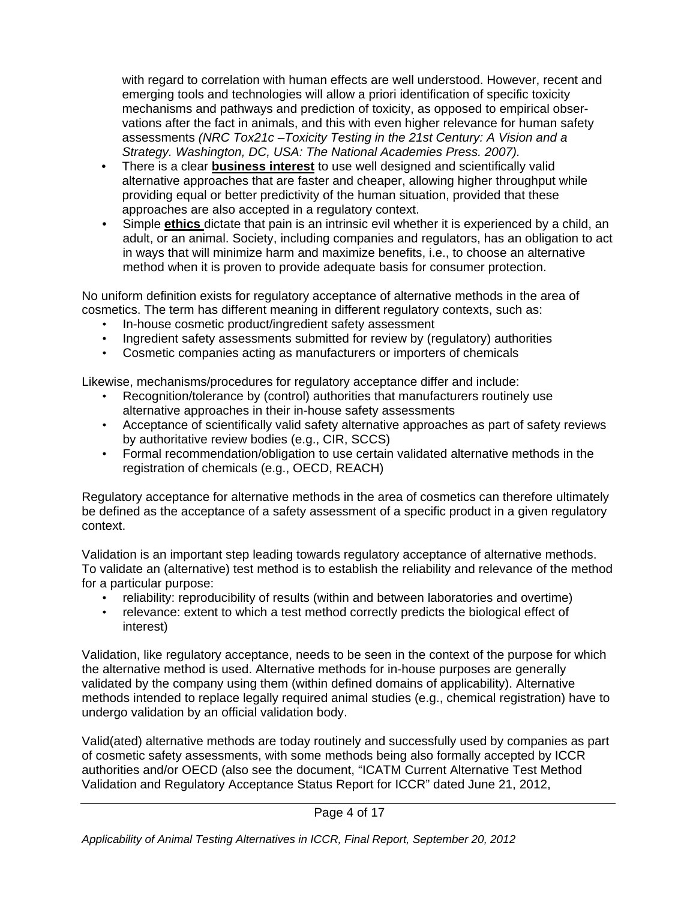with regard to correlation with human effects are well understood. However, recent and emerging tools and technologies will allow a priori identification of specific toxicity mechanisms and pathways and prediction of toxicity, as opposed to empirical observations after the fact in animals, and this with even higher relevance for human safety assessments *(NRC Tox21c –Toxicity Testing in the 21st Century: A Vision and a Strategy. Washington, DC, USA: The National Academies Press. 2007).*

- There is a clear **business interest** to use well designed and scientifically valid alternative approaches that are faster and cheaper, allowing higher throughput while providing equal or better predictivity of the human situation, provided that these approaches are also accepted in a regulatory context.
- Simple **ethics** dictate that pain is an intrinsic evil whether it is experienced by a child, an adult, or an animal. Society, including companies and regulators, has an obligation to act in ways that will minimize harm and maximize benefits, i.e., to choose an alternative method when it is proven to provide adequate basis for consumer protection.

No uniform definition exists for regulatory acceptance of alternative methods in the area of cosmetics. The term has different meaning in different regulatory contexts, such as:

- In-house cosmetic product/ingredient safety assessment
- Ingredient safety assessments submitted for review by (regulatory) authorities
- Cosmetic companies acting as manufacturers or importers of chemicals

Likewise, mechanisms/procedures for regulatory acceptance differ and include:

- Recognition/tolerance by (control) authorities that manufacturers routinely use alternative approaches in their in-house safety assessments
- Acceptance of scientifically valid safety alternative approaches as part of safety reviews by authoritative review bodies (e.g., CIR, SCCS)
- Formal recommendation/obligation to use certain validated alternative methods in the registration of chemicals (e.g., OECD, REACH)

Regulatory acceptance for alternative methods in the area of cosmetics can therefore ultimately be defined as the acceptance of a safety assessment of a specific product in a given regulatory context.

Validation is an important step leading towards regulatory acceptance of alternative methods. To validate an (alternative) test method is to establish the reliability and relevance of the method for a particular purpose:

- reliability: reproducibility of results (within and between laboratories and overtime)
- relevance: extent to which a test method correctly predicts the biological effect of interest)

Validation, like regulatory acceptance, needs to be seen in the context of the purpose for which the alternative method is used. Alternative methods for in-house purposes are generally validated by the company using them (within defined domains of applicability). Alternative methods intended to replace legally required animal studies (e.g., chemical registration) have to undergo validation by an official validation body.

Valid(ated) alternative methods are today routinely and successfully used by companies as part of cosmetic safety assessments, with some methods being also formally accepted by ICCR authorities and/or OECD (also see the document, "ICATM Current Alternative Test Method Validation and Regulatory Acceptance Status Report for ICCR" dated June 21, 2012,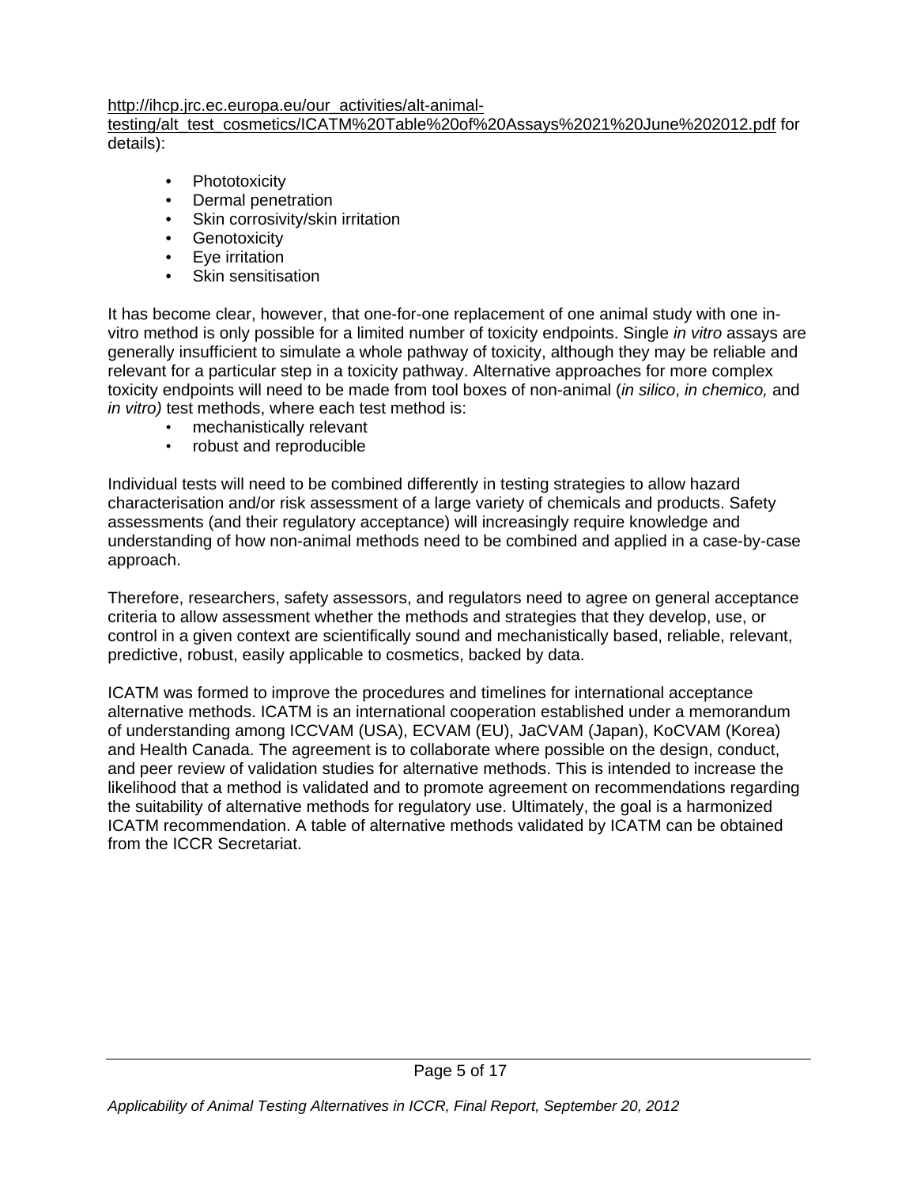http://ihcp.jrc.ec.europa.eu/our_activities/alt-animal-testing/alt_test_cosmetics/ICATM%20Table%20of%20Assays%2021%20June%202012.pdf for details):

- Phototoxicity
- Dermal penetration
- Skin corrosivity/skin irritation
- Genotoxicity
- Eye irritation
- Skin sensitisation

It has become clear, however, that one-for-one replacement of one animal study with one in-vitro method is only possible for a limited number of toxicity endpoints. Single *in vitro* assays are generally insufficient to simulate a whole pathway of toxicity, although they may be reliable and relevant for a particular step in a toxicity pathway. Alternative approaches for more complex toxicity endpoints will need to be made from tool boxes of non-animal (*in silico*, *in chemico,* and *in vitro)* test methods, where each test method is:

- mechanistically relevant
- robust and reproducible

Individual tests will need to be combined differently in testing strategies to allow hazard characterisation and/or risk assessment of a large variety of chemicals and products. Safety assessments (and their regulatory acceptance) will increasingly require knowledge and understanding of how non-animal methods need to be combined and applied in a case-by-case approach.

Therefore, researchers, safety assessors, and regulators need to agree on general acceptance criteria to allow assessment whether the methods and strategies that they develop, use, or control in a given context are scientifically sound and mechanistically based, reliable, relevant, predictive, robust, easily applicable to cosmetics, backed by data.

ICATM was formed to improve the procedures and timelines for international acceptance alternative methods. ICATM is an international cooperation established under a memorandum of understanding among ICCVAM (USA), ECVAM (EU), JaCVAM (Japan), KoCVAM (Korea) and Health Canada. The agreement is to collaborate where possible on the design, conduct, and peer review of validation studies for alternative methods. This is intended to increase the likelihood that a method is validated and to promote agreement on recommendations regarding the suitability of alternative methods for regulatory use. Ultimately, the goal is a harmonized ICATM recommendation. A table of alternative methods validated by ICATM can be obtained from the ICCR Secretariat.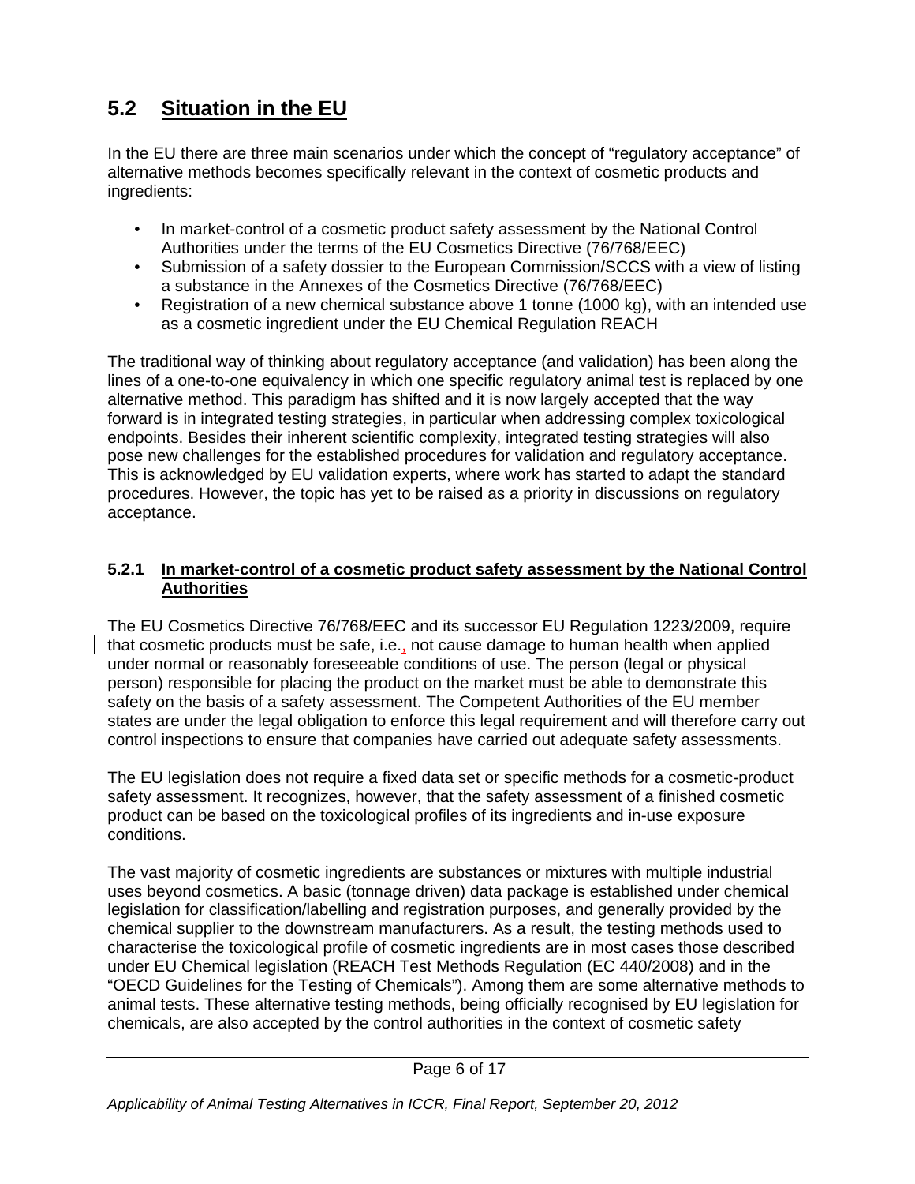## 5.2 Situation in the EU

In the EU there are three main scenarios under which the concept of "regulatory acceptance" of alternative methods becomes specifically relevant in the context of cosmetic products and ingredients:

- In market-control of a cosmetic product safety assessment by the National Control Authorities under the terms of the EU Cosmetics Directive (76/768/EEC)
- Submission of a safety dossier to the European Commission/SCCS with a view of listing a substance in the Annexes of the Cosmetics Directive (76/768/EEC)
- Registration of a new chemical substance above 1 tonne (1000 kg), with an intended use as a cosmetic ingredient under the EU Chemical Regulation REACH

The traditional way of thinking about regulatory acceptance (and validation) has been along the lines of a one-to-one equivalency in which one specific regulatory animal test is replaced by one alternative method. This paradigm has shifted and it is now largely accepted that the way forward is in integrated testing strategies, in particular when addressing complex toxicological endpoints. Besides their inherent scientific complexity, integrated testing strategies will also pose new challenges for the established procedures for validation and regulatory acceptance. This is acknowledged by EU validation experts, where work has started to adapt the standard procedures. However, the topic has yet to be raised as a priority in discussions on regulatory acceptance.

### 5.2.1 In market-control of a cosmetic product safety assessment by the National Control Authorities

The EU Cosmetics Directive 76/768/EEC and its successor EU Regulation 1223/2009, require that cosmetic products must be safe, i.e., not cause damage to human health when applied under normal or reasonably foreseeable conditions of use. The person (legal or physical person) responsible for placing the product on the market must be able to demonstrate this safety on the basis of a safety assessment. The Competent Authorities of the EU member states are under the legal obligation to enforce this legal requirement and will therefore carry out control inspections to ensure that companies have carried out adequate safety assessments.

The EU legislation does not require a fixed data set or specific methods for a cosmetic-product safety assessment. It recognizes, however, that the safety assessment of a finished cosmetic product can be based on the toxicological profiles of its ingredients and in-use exposure conditions.

The vast majority of cosmetic ingredients are substances or mixtures with multiple industrial uses beyond cosmetics. A basic (tonnage driven) data package is established under chemical legislation for classification/labelling and registration purposes, and generally provided by the chemical supplier to the downstream manufacturers. As a result, the testing methods used to characterise the toxicological profile of cosmetic ingredients are in most cases those described under EU Chemical legislation (REACH Test Methods Regulation (EC 440/2008) and in the "OECD Guidelines for the Testing of Chemicals"). Among them are some alternative methods to animal tests. These alternative testing methods, being officially recognised by EU legislation for chemicals, are also accepted by the control authorities in the context of cosmetic safety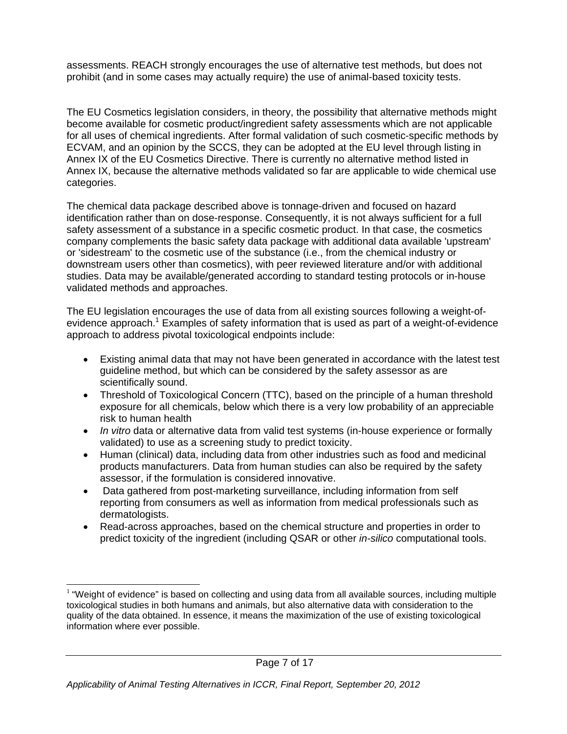assessments. REACH strongly encourages the use of alternative test methods, but does not prohibit (and in some cases may actually require) the use of animal-based toxicity tests.

The EU Cosmetics legislation considers, in theory, the possibility that alternative methods might become available for cosmetic product/ingredient safety assessments which are not applicable for all uses of chemical ingredients. After formal validation of such cosmetic-specific methods by ECVAM, and an opinion by the SCCS, they can be adopted at the EU level through listing in Annex IX of the EU Cosmetics Directive. There is currently no alternative method listed in Annex IX, because the alternative methods validated so far are applicable to wide chemical use categories.

The chemical data package described above is tonnage-driven and focused on hazard identification rather than on dose-response. Consequently, it is not always sufficient for a full safety assessment of a substance in a specific cosmetic product. In that case, the cosmetics company complements the basic safety data package with additional data available 'upstream' or 'sidestream' to the cosmetic use of the substance (i.e., from the chemical industry or downstream users other than cosmetics), with peer reviewed literature and/or with additional studies. Data may be available/generated according to standard testing protocols or in-house validated methods and approaches.

The EU legislation encourages the use of data from all existing sources following a weight-of-evidence approach.[1] Examples of safety information that is used as part of a weight-of-evidence approach to address pivotal toxicological endpoints include:

- Existing animal data that may not have been generated in accordance with the latest test guideline method, but which can be considered by the safety assessor as are scientifically sound.
- Threshold of Toxicological Concern (TTC), based on the principle of a human threshold exposure for all chemicals, below which there is a very low probability of an appreciable risk to human health
- *In vitro* data or alternative data from valid test systems (in-house experience or formally validated) to use as a screening study to predict toxicity.
- Human (clinical) data, including data from other industries such as food and medicinal products manufacturers. Data from human studies can also be required by the safety assessor, if the formulation is considered innovative.
- Data gathered from post-marketing surveillance, including information from self reporting from consumers as well as information from medical professionals such as dermatologists.
- Read-across approaches, based on the chemical structure and properties in order to predict toxicity of the ingredient (including QSAR or other *in-silico* computational tools.

[1] "Weight of evidence" is based on collecting and using data from all available sources, including multiple toxicological studies in both humans and animals, but also alternative data with consideration to the quality of the data obtained. In essence, it means the maximization of the use of existing toxicological information where ever possible.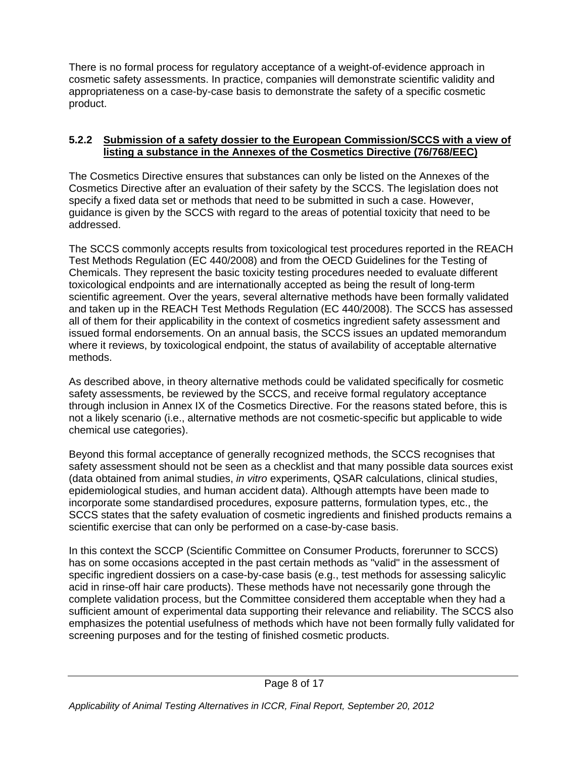There is no formal process for regulatory acceptance of a weight-of-evidence approach in cosmetic safety assessments. In practice, companies will demonstrate scientific validity and appropriateness on a case-by-case basis to demonstrate the safety of a specific cosmetic product.

#### 5.2.2 Submission of a safety dossier to the European Commission/SCCS with a view of listing a substance in the Annexes of the Cosmetics Directive (76/768/EEC)

The Cosmetics Directive ensures that substances can only be listed on the Annexes of the Cosmetics Directive after an evaluation of their safety by the SCCS. The legislation does not specify a fixed data set or methods that need to be submitted in such a case. However, guidance is given by the SCCS with regard to the areas of potential toxicity that need to be addressed.

The SCCS commonly accepts results from toxicological test procedures reported in the REACH Test Methods Regulation (EC 440/2008) and from the OECD Guidelines for the Testing of Chemicals. They represent the basic toxicity testing procedures needed to evaluate different toxicological endpoints and are internationally accepted as being the result of long-term scientific agreement. Over the years, several alternative methods have been formally validated and taken up in the REACH Test Methods Regulation (EC 440/2008). The SCCS has assessed all of them for their applicability in the context of cosmetics ingredient safety assessment and issued formal endorsements. On an annual basis, the SCCS issues an updated memorandum where it reviews, by toxicological endpoint, the status of availability of acceptable alternative methods.

As described above, in theory alternative methods could be validated specifically for cosmetic safety assessments, be reviewed by the SCCS, and receive formal regulatory acceptance through inclusion in Annex IX of the Cosmetics Directive. For the reasons stated before, this is not a likely scenario (i.e., alternative methods are not cosmetic-specific but applicable to wide chemical use categories).

Beyond this formal acceptance of generally recognized methods, the SCCS recognises that safety assessment should not be seen as a checklist and that many possible data sources exist (data obtained from animal studies, *in vitro* experiments, QSAR calculations, clinical studies, epidemiological studies, and human accident data). Although attempts have been made to incorporate some standardised procedures, exposure patterns, formulation types, etc., the SCCS states that the safety evaluation of cosmetic ingredients and finished products remains a scientific exercise that can only be performed on a case-by-case basis.

In this context the SCCP (Scientific Committee on Consumer Products, forerunner to SCCS) has on some occasions accepted in the past certain methods as "valid" in the assessment of specific ingredient dossiers on a case-by-case basis (e.g., test methods for assessing salicylic acid in rinse-off hair care products). These methods have not necessarily gone through the complete validation process, but the Committee considered them acceptable when they had a sufficient amount of experimental data supporting their relevance and reliability. The SCCS also emphasizes the potential usefulness of methods which have not been formally fully validated for screening purposes and for the testing of finished cosmetic products.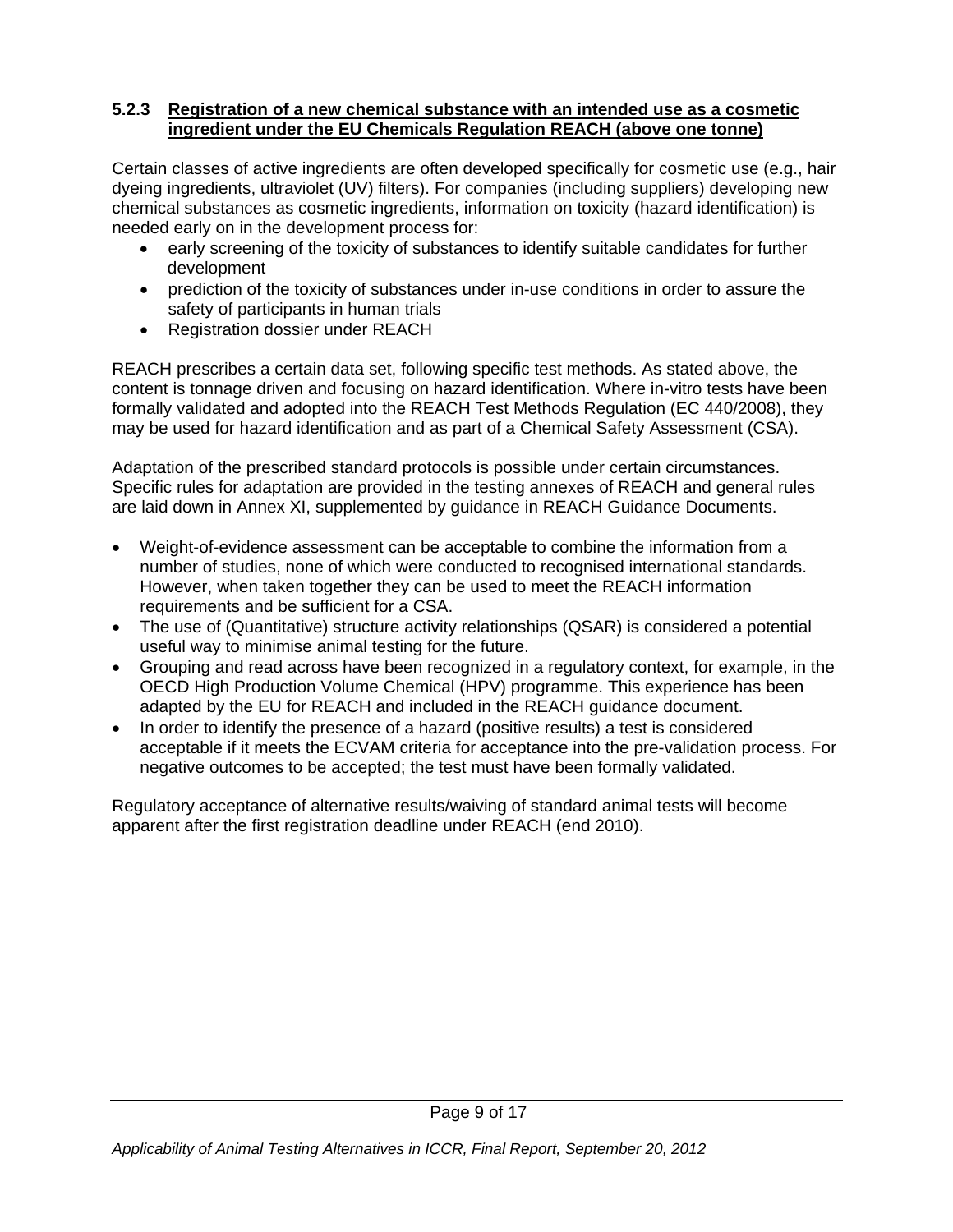### 5.2.3 Registration of a new chemical substance with an intended use as a cosmetic ingredient under the EU Chemicals Regulation REACH (above one tonne)

Certain classes of active ingredients are often developed specifically for cosmetic use (e.g., hair dyeing ingredients, ultraviolet (UV) filters). For companies (including suppliers) developing new chemical substances as cosmetic ingredients, information on toxicity (hazard identification) is needed early on in the development process for:

- early screening of the toxicity of substances to identify suitable candidates for further development
- prediction of the toxicity of substances under in-use conditions in order to assure the safety of participants in human trials
- Registration dossier under REACH

REACH prescribes a certain data set, following specific test methods. As stated above, the content is tonnage driven and focusing on hazard identification. Where in-vitro tests have been formally validated and adopted into the REACH Test Methods Regulation (EC 440/2008), they may be used for hazard identification and as part of a Chemical Safety Assessment (CSA).

Adaptation of the prescribed standard protocols is possible under certain circumstances. Specific rules for adaptation are provided in the testing annexes of REACH and general rules are laid down in Annex XI, supplemented by guidance in REACH Guidance Documents.

- Weight-of-evidence assessment can be acceptable to combine the information from a number of studies, none of which were conducted to recognised international standards. However, when taken together they can be used to meet the REACH information requirements and be sufficient for a CSA.
- The use of (Quantitative) structure activity relationships (QSAR) is considered a potential useful way to minimise animal testing for the future.
- Grouping and read across have been recognized in a regulatory context, for example, in the OECD High Production Volume Chemical (HPV) programme. This experience has been adapted by the EU for REACH and included in the REACH guidance document.
- In order to identify the presence of a hazard (positive results) a test is considered acceptable if it meets the ECVAM criteria for acceptance into the pre-validation process. For negative outcomes to be accepted; the test must have been formally validated.

Regulatory acceptance of alternative results/waiving of standard animal tests will become apparent after the first registration deadline under REACH (end 2010).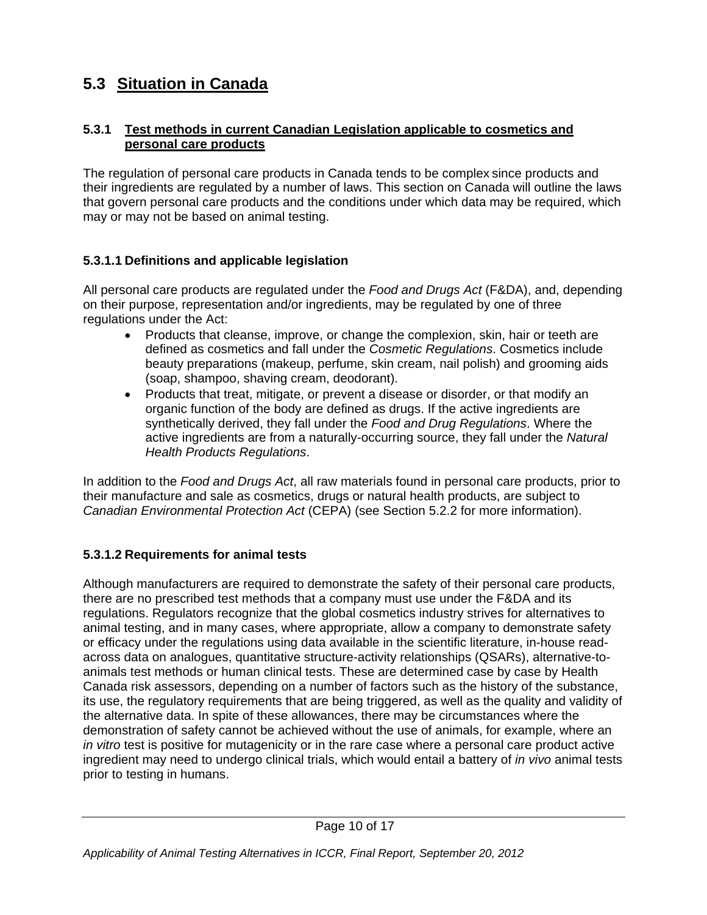## 5.3 Situation in Canada

### 5.3.1 Test methods in current Canadian Legislation applicable to cosmetics and personal care products

The regulation of personal care products in Canada tends to be complex since products and their ingredients are regulated by a number of laws. This section on Canada will outline the laws that govern personal care products and the conditions under which data may be required, which may or may not be based on animal testing.

#### 5.3.1.1 Definitions and applicable legislation

All personal care products are regulated under the *Food and Drugs Act* (F&DA), and, depending on their purpose, representation and/or ingredients, may be regulated by one of three regulations under the Act:

- Products that cleanse, improve, or change the complexion, skin, hair or teeth are defined as cosmetics and fall under the *Cosmetic Regulations*. Cosmetics include beauty preparations (makeup, perfume, skin cream, nail polish) and grooming aids (soap, shampoo, shaving cream, deodorant).
- Products that treat, mitigate, or prevent a disease or disorder, or that modify an organic function of the body are defined as drugs. If the active ingredients are synthetically derived, they fall under the *Food and Drug Regulations*. Where the active ingredients are from a naturally-occurring source, they fall under the *Natural Health Products Regulations*.

In addition to the *Food and Drugs Act*, all raw materials found in personal care products, prior to their manufacture and sale as cosmetics, drugs or natural health products, are subject to *Canadian Environmental Protection Act* (CEPA) (see Section 5.2.2 for more information).

#### 5.3.1.2 Requirements for animal tests

Although manufacturers are required to demonstrate the safety of their personal care products, there are no prescribed test methods that a company must use under the F&DA and its regulations. Regulators recognize that the global cosmetics industry strives for alternatives to animal testing, and in many cases, where appropriate, allow a company to demonstrate safety or efficacy under the regulations using data available in the scientific literature, in-house read-across data on analogues, quantitative structure-activity relationships (QSARs), alternative-to-animals test methods or human clinical tests. These are determined case by case by Health Canada risk assessors, depending on a number of factors such as the history of the substance, its use, the regulatory requirements that are being triggered, as well as the quality and validity of the alternative data. In spite of these allowances, there may be circumstances where the demonstration of safety cannot be achieved without the use of animals, for example, where an *in vitro* test is positive for mutagenicity or in the rare case where a personal care product active ingredient may need to undergo clinical trials, which would entail a battery of *in vivo* animal tests prior to testing in humans.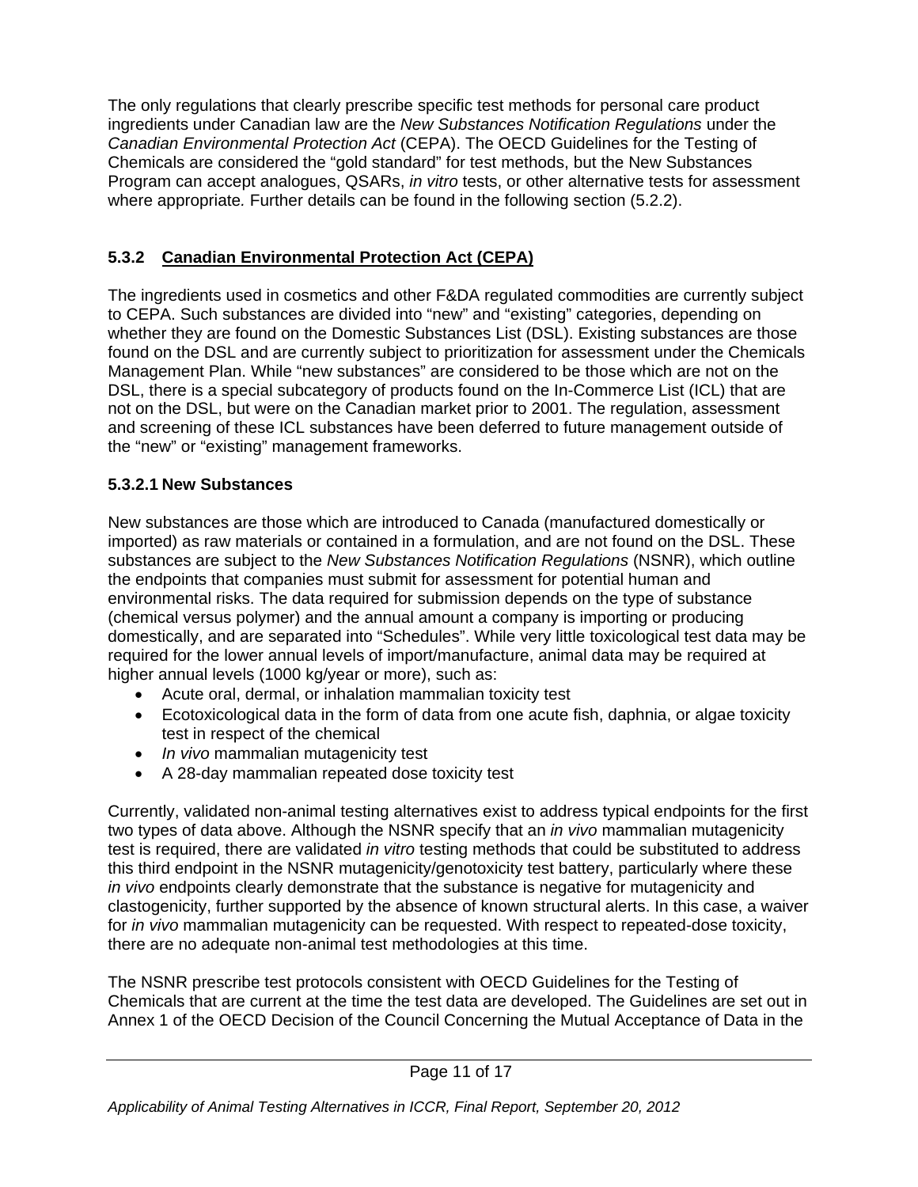The only regulations that clearly prescribe specific test methods for personal care product ingredients under Canadian law are the *New Substances Notification Regulations* under the *Canadian Environmental Protection Act* (CEPA). The OECD Guidelines for the Testing of Chemicals are considered the "gold standard" for test methods, but the New Substances Program can accept analogues, QSARs, *in vitro* tests, or other alternative tests for assessment where appropriate*.* Further details can be found in the following section (5.2.2).

### 5.3.2 Canadian Environmental Protection Act (CEPA)

The ingredients used in cosmetics and other F&DA regulated commodities are currently subject to CEPA. Such substances are divided into "new" and "existing" categories, depending on whether they are found on the Domestic Substances List (DSL). Existing substances are those found on the DSL and are currently subject to prioritization for assessment under the Chemicals Management Plan. While "new substances" are considered to be those which are not on the DSL, there is a special subcategory of products found on the In-Commerce List (ICL) that are not on the DSL, but were on the Canadian market prior to 2001. The regulation, assessment and screening of these ICL substances have been deferred to future management outside of the "new" or "existing" management frameworks.

#### 5.3.2.1 New Substances

New substances are those which are introduced to Canada (manufactured domestically or imported) as raw materials or contained in a formulation, and are not found on the DSL. These substances are subject to the *New Substances Notification Regulations* (NSNR), which outline the endpoints that companies must submit for assessment for potential human and environmental risks. The data required for submission depends on the type of substance (chemical versus polymer) and the annual amount a company is importing or producing domestically, and are separated into "Schedules". While very little toxicological test data may be required for the lower annual levels of import/manufacture, animal data may be required at higher annual levels (1000 kg/year or more), such as:

- Acute oral, dermal, or inhalation mammalian toxicity test
- Ecotoxicological data in the form of data from one acute fish, daphnia, or algae toxicity test in respect of the chemical
- *In vivo* mammalian mutagenicity test
- A 28-day mammalian repeated dose toxicity test

Currently, validated non-animal testing alternatives exist to address typical endpoints for the first two types of data above. Although the NSNR specify that an *in vivo* mammalian mutagenicity test is required, there are validated *in vitro* testing methods that could be substituted to address this third endpoint in the NSNR mutagenicity/genotoxicity test battery, particularly where these *in vivo* endpoints clearly demonstrate that the substance is negative for mutagenicity and clastogenicity, further supported by the absence of known structural alerts. In this case, a waiver for *in vivo* mammalian mutagenicity can be requested. With respect to repeated-dose toxicity, there are no adequate non-animal test methodologies at this time.

The NSNR prescribe test protocols consistent with OECD Guidelines for the Testing of Chemicals that are current at the time the test data are developed. The Guidelines are set out in Annex 1 of the OECD Decision of the Council Concerning the Mutual Acceptance of Data in the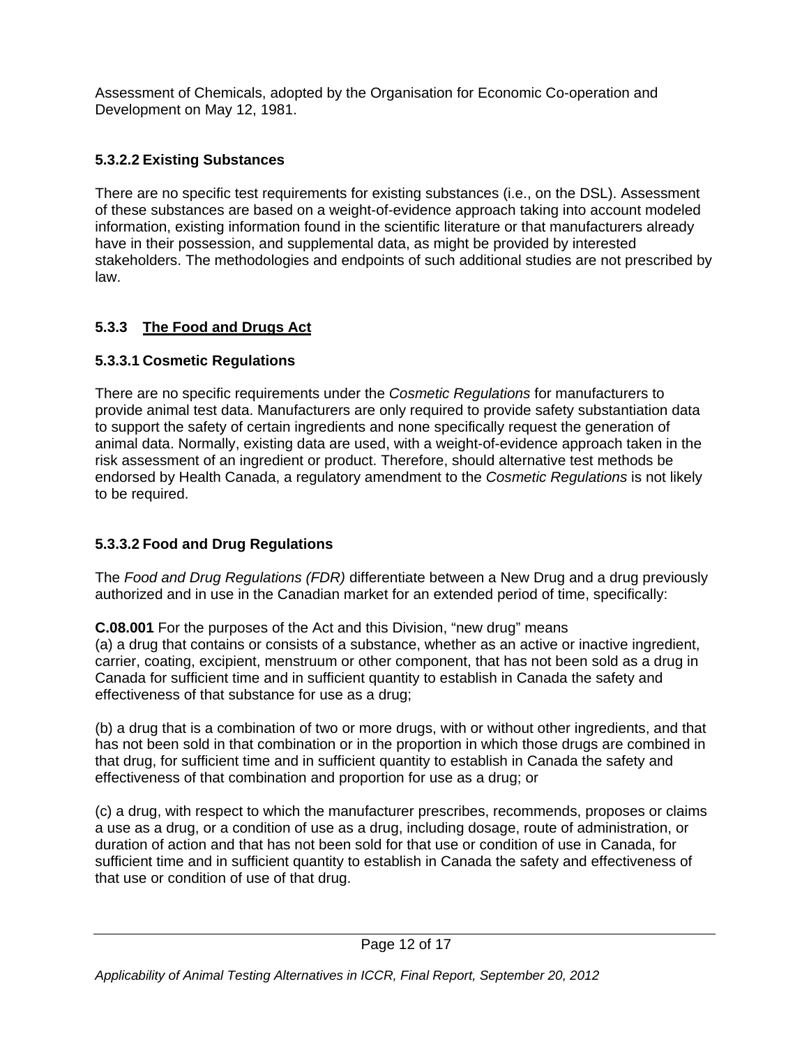Assessment of Chemicals, adopted by the Organisation for Economic Co-operation and Development on May 12, 1981.

#### 5.3.2.2 Existing Substances

There are no specific test requirements for existing substances (i.e., on the DSL). Assessment of these substances are based on a weight-of-evidence approach taking into account modeled information, existing information found in the scientific literature or that manufacturers already have in their possession, and supplemental data, as might be provided by interested stakeholders. The methodologies and endpoints of such additional studies are not prescribed by law.

### 5.3.3 The Food and Drugs Act

#### 5.3.3.1 Cosmetic Regulations

There are no specific requirements under the *Cosmetic Regulations* for manufacturers to provide animal test data. Manufacturers are only required to provide safety substantiation data to support the safety of certain ingredients and none specifically request the generation of animal data. Normally, existing data are used, with a weight-of-evidence approach taken in the risk assessment of an ingredient or product. Therefore, should alternative test methods be endorsed by Health Canada, a regulatory amendment to the *Cosmetic Regulations* is not likely to be required.

#### 5.3.3.2 Food and Drug Regulations

The *Food and Drug Regulations (FDR)* differentiate between a New Drug and a drug previously authorized and in use in the Canadian market for an extended period of time, specifically:

**C.08.001** For the purposes of the Act and this Division, "new drug" means
(a) a drug that contains or consists of a substance, whether as an active or inactive ingredient, carrier, coating, excipient, menstruum or other component, that has not been sold as a drug in Canada for sufficient time and in sufficient quantity to establish in Canada the safety and effectiveness of that substance for use as a drug;

(b) a drug that is a combination of two or more drugs, with or without other ingredients, and that has not been sold in that combination or in the proportion in which those drugs are combined in that drug, for sufficient time and in sufficient quantity to establish in Canada the safety and effectiveness of that combination and proportion for use as a drug; or

(c) a drug, with respect to which the manufacturer prescribes, recommends, proposes or claims a use as a drug, or a condition of use as a drug, including dosage, route of administration, or duration of action and that has not been sold for that use or condition of use in Canada, for sufficient time and in sufficient quantity to establish in Canada the safety and effectiveness of that use or condition of use of that drug.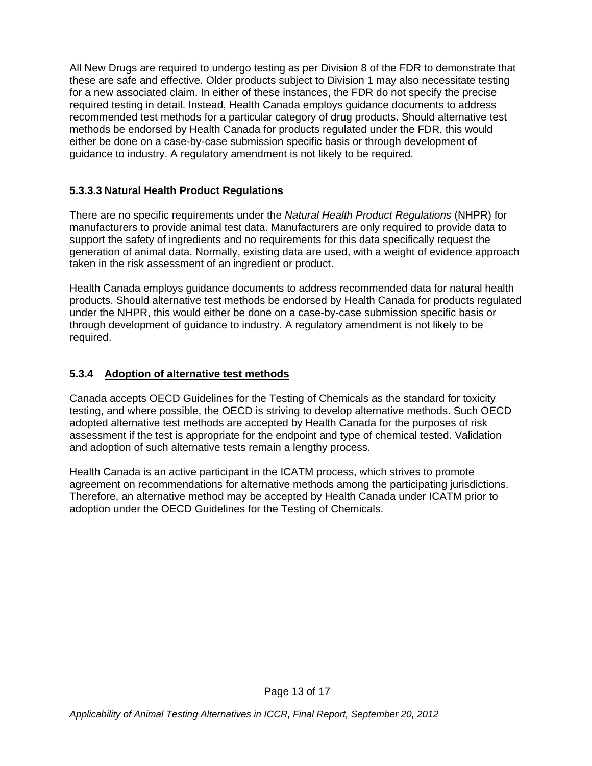All New Drugs are required to undergo testing as per Division 8 of the FDR to demonstrate that these are safe and effective. Older products subject to Division 1 may also necessitate testing for a new associated claim. In either of these instances, the FDR do not specify the precise required testing in detail. Instead, Health Canada employs guidance documents to address recommended test methods for a particular category of drug products. Should alternative test methods be endorsed by Health Canada for products regulated under the FDR, this would either be done on a case-by-case submission specific basis or through development of guidance to industry. A regulatory amendment is not likely to be required.

#### 5.3.3.3 Natural Health Product Regulations

There are no specific requirements under the *Natural Health Product Regulations* (NHPR) for manufacturers to provide animal test data. Manufacturers are only required to provide data to support the safety of ingredients and no requirements for this data specifically request the generation of animal data. Normally, existing data are used, with a weight of evidence approach taken in the risk assessment of an ingredient or product.

Health Canada employs guidance documents to address recommended data for natural health products. Should alternative test methods be endorsed by Health Canada for products regulated under the NHPR, this would either be done on a case-by-case submission specific basis or through development of guidance to industry. A regulatory amendment is not likely to be required.

### 5.3.4 Adoption of alternative test methods

Canada accepts OECD Guidelines for the Testing of Chemicals as the standard for toxicity testing, and where possible, the OECD is striving to develop alternative methods. Such OECD adopted alternative test methods are accepted by Health Canada for the purposes of risk assessment if the test is appropriate for the endpoint and type of chemical tested. Validation and adoption of such alternative tests remain a lengthy process.

Health Canada is an active participant in the ICATM process, which strives to promote agreement on recommendations for alternative methods among the participating jurisdictions. Therefore, an alternative method may be accepted by Health Canada under ICATM prior to adoption under the OECD Guidelines for the Testing of Chemicals.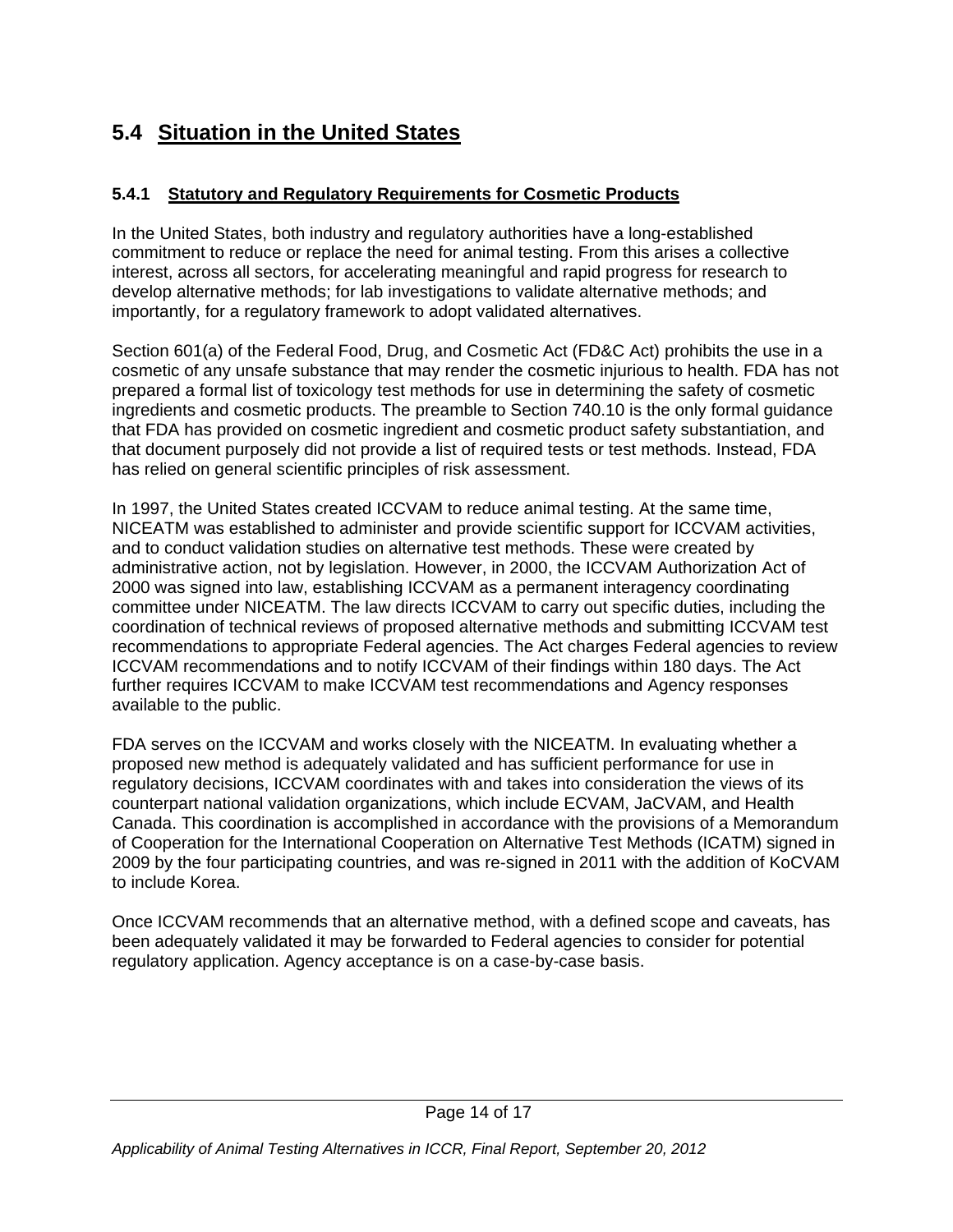## 5.4 Situation in the United States

### 5.4.1 Statutory and Regulatory Requirements for Cosmetic Products

In the United States, both industry and regulatory authorities have a long-established commitment to reduce or replace the need for animal testing. From this arises a collective interest, across all sectors, for accelerating meaningful and rapid progress for research to develop alternative methods; for lab investigations to validate alternative methods; and importantly, for a regulatory framework to adopt validated alternatives.

Section 601(a) of the Federal Food, Drug, and Cosmetic Act (FD&C Act) prohibits the use in a cosmetic of any unsafe substance that may render the cosmetic injurious to health. FDA has not prepared a formal list of toxicology test methods for use in determining the safety of cosmetic ingredients and cosmetic products. The preamble to Section 740.10 is the only formal guidance that FDA has provided on cosmetic ingredient and cosmetic product safety substantiation, and that document purposely did not provide a list of required tests or test methods. Instead, FDA has relied on general scientific principles of risk assessment.

In 1997, the United States created ICCVAM to reduce animal testing. At the same time, NICEATM was established to administer and provide scientific support for ICCVAM activities, and to conduct validation studies on alternative test methods. These were created by administrative action, not by legislation. However, in 2000, the ICCVAM Authorization Act of 2000 was signed into law, establishing ICCVAM as a permanent interagency coordinating committee under NICEATM. The law directs ICCVAM to carry out specific duties, including the coordination of technical reviews of proposed alternative methods and submitting ICCVAM test recommendations to appropriate Federal agencies. The Act charges Federal agencies to review ICCVAM recommendations and to notify ICCVAM of their findings within 180 days. The Act further requires ICCVAM to make ICCVAM test recommendations and Agency responses available to the public.

FDA serves on the ICCVAM and works closely with the NICEATM. In evaluating whether a proposed new method is adequately validated and has sufficient performance for use in regulatory decisions, ICCVAM coordinates with and takes into consideration the views of its counterpart national validation organizations, which include ECVAM, JaCVAM, and Health Canada. This coordination is accomplished in accordance with the provisions of a Memorandum of Cooperation for the International Cooperation on Alternative Test Methods (ICATM) signed in 2009 by the four participating countries, and was re-signed in 2011 with the addition of KoCVAM to include Korea.

Once ICCVAM recommends that an alternative method, with a defined scope and caveats, has been adequately validated it may be forwarded to Federal agencies to consider for potential regulatory application. Agency acceptance is on a case-by-case basis.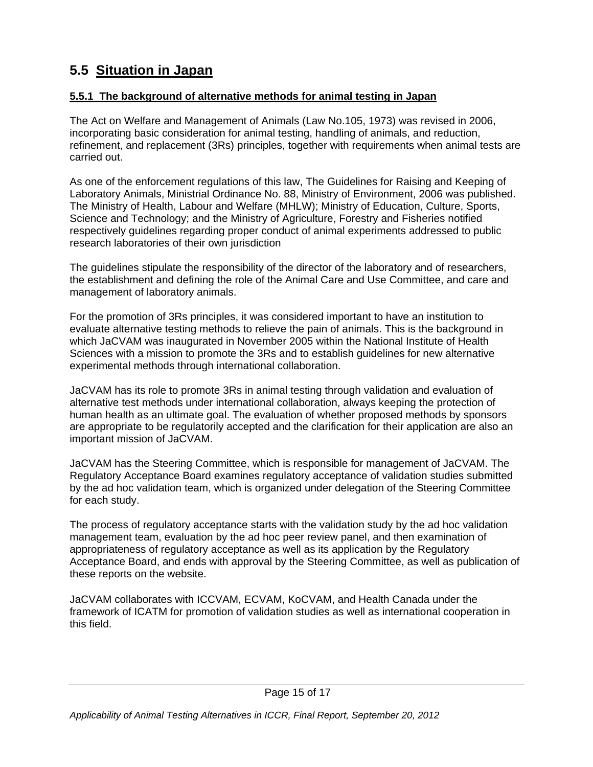## 5.5 Situation in Japan

### 5.5.1 The background of alternative methods for animal testing in Japan

The Act on Welfare and Management of Animals (Law No.105, 1973) was revised in 2006, incorporating basic consideration for animal testing, handling of animals, and reduction, refinement, and replacement (3Rs) principles, together with requirements when animal tests are carried out.

As one of the enforcement regulations of this law, The Guidelines for Raising and Keeping of Laboratory Animals, Ministrial Ordinance No. 88, Ministry of Environment, 2006 was published. The Ministry of Health, Labour and Welfare (MHLW); Ministry of Education, Culture, Sports, Science and Technology; and the Ministry of Agriculture, Forestry and Fisheries notified respectively guidelines regarding proper conduct of animal experiments addressed to public research laboratories of their own jurisdiction

The guidelines stipulate the responsibility of the director of the laboratory and of researchers, the establishment and defining the role of the Animal Care and Use Committee, and care and management of laboratory animals.

For the promotion of 3Rs principles, it was considered important to have an institution to evaluate alternative testing methods to relieve the pain of animals. This is the background in which JaCVAM was inaugurated in November 2005 within the National Institute of Health Sciences with a mission to promote the 3Rs and to establish guidelines for new alternative experimental methods through international collaboration.

JaCVAM has its role to promote 3Rs in animal testing through validation and evaluation of alternative test methods under international collaboration, always keeping the protection of human health as an ultimate goal. The evaluation of whether proposed methods by sponsors are appropriate to be regulatorily accepted and the clarification for their application are also an important mission of JaCVAM.

JaCVAM has the Steering Committee, which is responsible for management of JaCVAM. The Regulatory Acceptance Board examines regulatory acceptance of validation studies submitted by the ad hoc validation team, which is organized under delegation of the Steering Committee for each study.

The process of regulatory acceptance starts with the validation study by the ad hoc validation management team, evaluation by the ad hoc peer review panel, and then examination of appropriateness of regulatory acceptance as well as its application by the Regulatory Acceptance Board, and ends with approval by the Steering Committee, as well as publication of these reports on the website.

JaCVAM collaborates with ICCVAM, ECVAM, KoCVAM, and Health Canada under the framework of ICATM for promotion of validation studies as well as international cooperation in this field.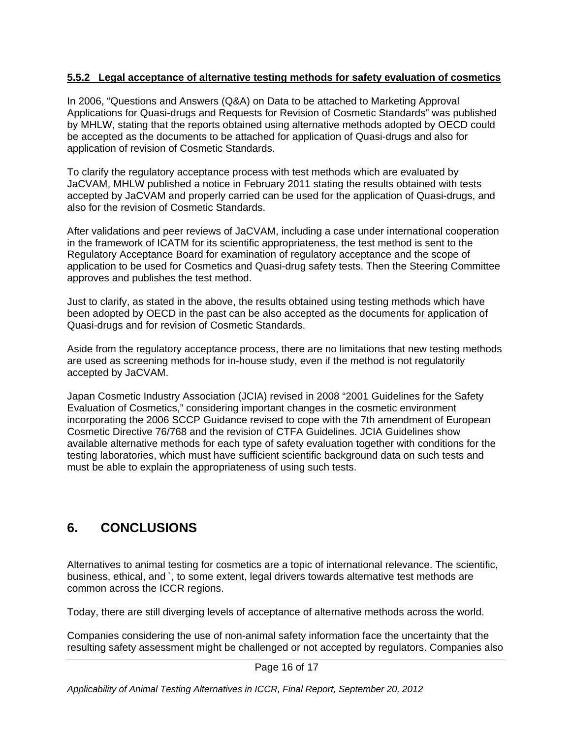### 5.5.2 Legal acceptance of alternative testing methods for safety evaluation of cosmetics

In 2006, "Questions and Answers (Q&A) on Data to be attached to Marketing Approval Applications for Quasi-drugs and Requests for Revision of Cosmetic Standards" was published by MHLW, stating that the reports obtained using alternative methods adopted by OECD could be accepted as the documents to be attached for application of Quasi-drugs and also for application of revision of Cosmetic Standards.

To clarify the regulatory acceptance process with test methods which are evaluated by JaCVAM, MHLW published a notice in February 2011 stating the results obtained with tests accepted by JaCVAM and properly carried can be used for the application of Quasi-drugs, and also for the revision of Cosmetic Standards.

After validations and peer reviews of JaCVAM, including a case under international cooperation in the framework of ICATM for its scientific appropriateness, the test method is sent to the Regulatory Acceptance Board for examination of regulatory acceptance and the scope of application to be used for Cosmetics and Quasi-drug safety tests. Then the Steering Committee approves and publishes the test method.

Just to clarify, as stated in the above, the results obtained using testing methods which have been adopted by OECD in the past can be also accepted as the documents for application of Quasi-drugs and for revision of Cosmetic Standards.

Aside from the regulatory acceptance process, there are no limitations that new testing methods are used as screening methods for in-house study, even if the method is not regulatorily accepted by JaCVAM.

Japan Cosmetic Industry Association (JCIA) revised in 2008 "2001 Guidelines for the Safety Evaluation of Cosmetics," considering important changes in the cosmetic environment incorporating the 2006 SCCP Guidance revised to cope with the 7th amendment of European Cosmetic Directive 76/768 and the revision of CTFA Guidelines. JCIA Guidelines show available alternative methods for each type of safety evaluation together with conditions for the testing laboratories, which must have sufficient scientific background data on such tests and must be able to explain the appropriateness of using such tests.

# 6. CONCLUSIONS

Alternatives to animal testing for cosmetics are a topic of international relevance. The scientific, business, ethical, and `, to some extent, legal drivers towards alternative test methods are common across the ICCR regions.

Today, there are still diverging levels of acceptance of alternative methods across the world.

Companies considering the use of non-animal safety information face the uncertainty that the resulting safety assessment might be challenged or not accepted by regulators. Companies also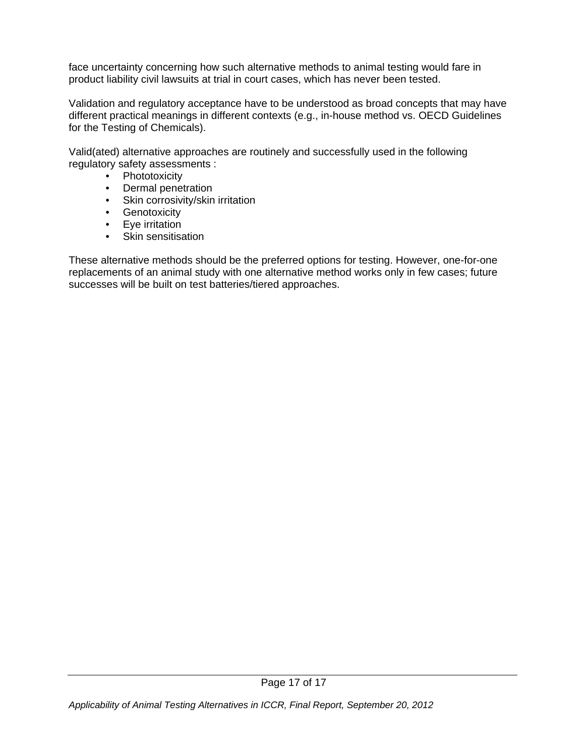face uncertainty concerning how such alternative methods to animal testing would fare in product liability civil lawsuits at trial in court cases, which has never been tested.

Validation and regulatory acceptance have to be understood as broad concepts that may have different practical meanings in different contexts (e.g., in-house method vs. OECD Guidelines for the Testing of Chemicals).

Valid(ated) alternative approaches are routinely and successfully used in the following regulatory safety assessments :

- Phototoxicity
- Dermal penetration
- Skin corrosivity/skin irritation
- Genotoxicity
- Eye irritation
- Skin sensitisation

These alternative methods should be the preferred options for testing. However, one-for-one replacements of an animal study with one alternative method works only in few cases; future successes will be built on test batteries/tiered approaches.